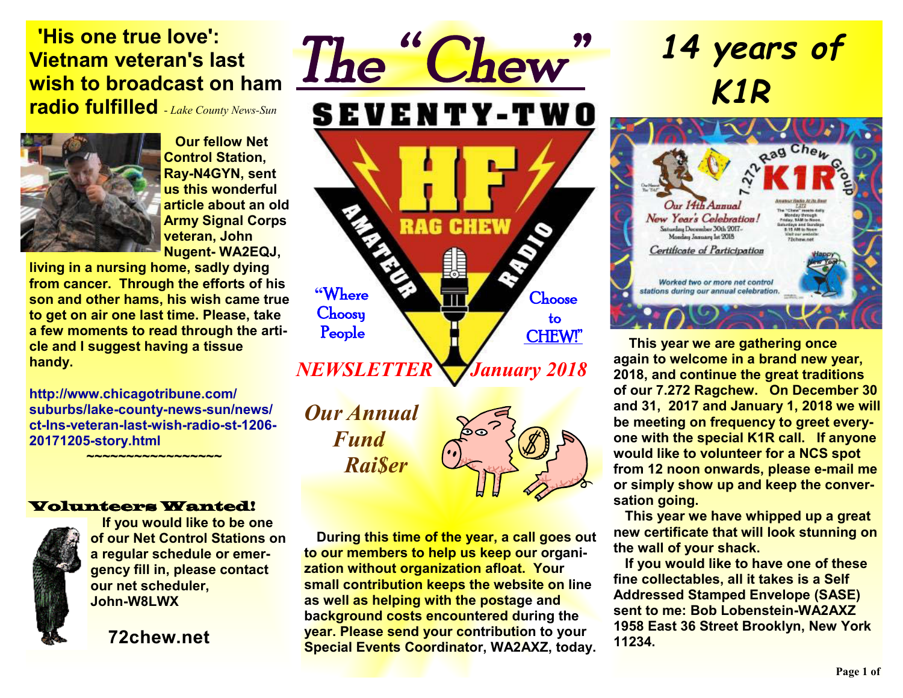# The "Chew"

## SEVENTY-TWO

HF AMATEUR RAG CHEW RADIO

"Where Choosy People Choose to CHEW!"

*NEWSLETTER January 2018*

## 'His one true love': Vietnam veteran's last wish to broadcast on ham radio fulfilled

*- Lake County News-Sun*

**Our fellow Net Control Station, Ray-N4GYN, sent us this wonderful article about an old Army Signal Corps veteran, John Nugent- WA2EQJ, living in a nursing home, sadly dying from cancer. Through the efforts of his son and other hams, his wish came true to get on air one last time. Please, take a few moments to read through the article and I suggest having a tissue handy.**

**http://www.chicagotribune.com/suburbs/lake-county-news-sun/news/ct-lns-veteran-last-wish-radio-st-1206-20171205-story.html**

~~~~~~~~~~~~~~~~~

## Volunteers Wanted!

**If you would like to be one of our Net Control Stations on a regular schedule or emergency fill in, please contact our net scheduler, John-W8LWX**

**72chew.net**

## *Our Annual Fund Rai$er*

**During this time of the year, a call goes out to our members to help us keep our organization without organization afloat. Your small contribution keeps the website on line as well as helping with the postage and background costs encountered during the year. Please send your contribution to your Special Events Coordinator, WA2AXZ, today.**

## *14 years of K1R*

**This year we are gathering once again to welcome in a brand new year, 2018, and continue the great traditions of our 7.272 Ragchew. On December 30 and 31, 2017 and January 1, 2018 we will be meeting on frequency to greet everyone with the special K1R call. If anyone would like to volunteer for a NCS spot from 12 noon onwards, please e-mail me or simply show up and keep the conversation going.**

**This year we have whipped up a great new certificate that will look stunning on the wall of your shack.**

**If you would like to have one of these fine collectables, all it takes is a Self Addressed Stamped Envelope (SASE) sent to me: Bob Lobenstein-WA2AXZ 1958 East 36 Street Brooklyn, New York 11234.**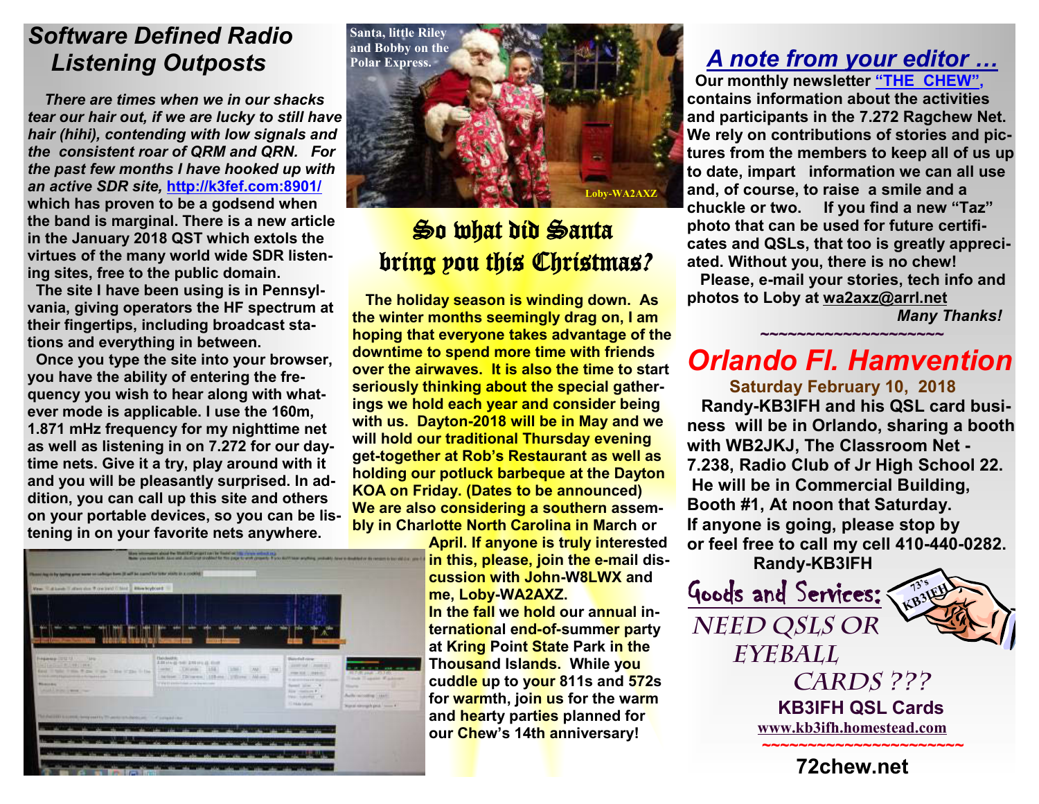## *Software Defined Radio Listening Outposts*

***There are times when we in our shacks tear our hair out, if we are lucky to still have hair (hihi), contending with low signals and the consistent roar of QRM and QRN. For the past few months I have hooked up with an active SDR site,*** **http://k3fef.com:8901/ which has proven to be a godsend when the band is marginal. There is a new article in the January 2018 QST which extols the virtues of the many world wide SDR listening sites, free to the public domain.**

**The site I have been using is in Pennsylvania, giving operators the HF spectrum at their fingertips, including broadcast stations and everything in between.**

**Once you type the site into your browser, you have the ability of entering the frequency you wish to hear along with whatever mode is applicable. I use the 160m, 1.871 mHz frequency for my nighttime net as well as listening in on 7.272 for our daytime nets. Give it a try, play around with it and you will be pleasantly surprised. In addition, you can call up this site and others on your portable devices, so you can be listening in on your favorite nets anywhere.**

Santa, little Riley and Bobby on the Polar Express.

Loby-WA2AXZ

## So what did Santa bring you this Christmas?

**The holiday season is winding down. As the winter months seemingly drag on, I am hoping that everyone takes advantage of the downtime to spend more time with friends over the airwaves. It is also the time to start seriously thinking about the special gatherings we hold each year and consider being with us. Dayton-2018 will be in May and we will hold our traditional Thursday evening get-together at Rob's Restaurant as well as holding our potluck barbeque at the Dayton KOA on Friday. (Dates to be announced) We are also considering a southern assembly in Charlotte North Carolina in March or April. If anyone is truly interested in this, please, join the e-mail discussion with John-W8LWX and me, Loby-WA2AXZ.**

**In the fall we hold our annual international end-of-summer party at Kring Point State Park in the Thousand Islands. While you cuddle up to your 811s and 572s for warmth, join us for the warm and hearty parties planned for our Chew's 14th anniversary!**

## *A note from your editor …*

**Our monthly newsletter "THE CHEW", contains information about the activities and participants in the 7.272 Ragchew Net. We rely on contributions of stories and pictures from the members to keep all of us up to date, impart information we can all use and, of course, to raise a smile and a chuckle or two. If you find a new "Taz" photo that can be used for future certificates and QSLs, that too is greatly appreciated. Without you, there is no chew!**

**Please, e-mail your stories, tech info and photos to Loby at wa2axz@arrl.net**

***Many Thanks!***

~~~~~~~~~~~~~~~~~~~~~

## *Orlando Fl. Hamvention*

**Saturday February 10, 2018**

**Randy-KB3IFH and his QSL card business will be in Orlando, sharing a booth with WB2JKJ, The Classroom Net - 7.238, Radio Club of Jr High School 22. He will be in Commercial Building, Booth #1, At noon that Saturday. If anyone is going, please stop by or feel free to call my cell 410-440-0282.**

**Randy-KB3IFH**

### Goods and Services:

NEED QSLS OR EYEBALL CARDS ???

**KB3IFH QSL Cards**

**www.kb3ifh.homestead.com**

~~~~~~~~~~~~~~~~~~~~~~~

**72chew.net**